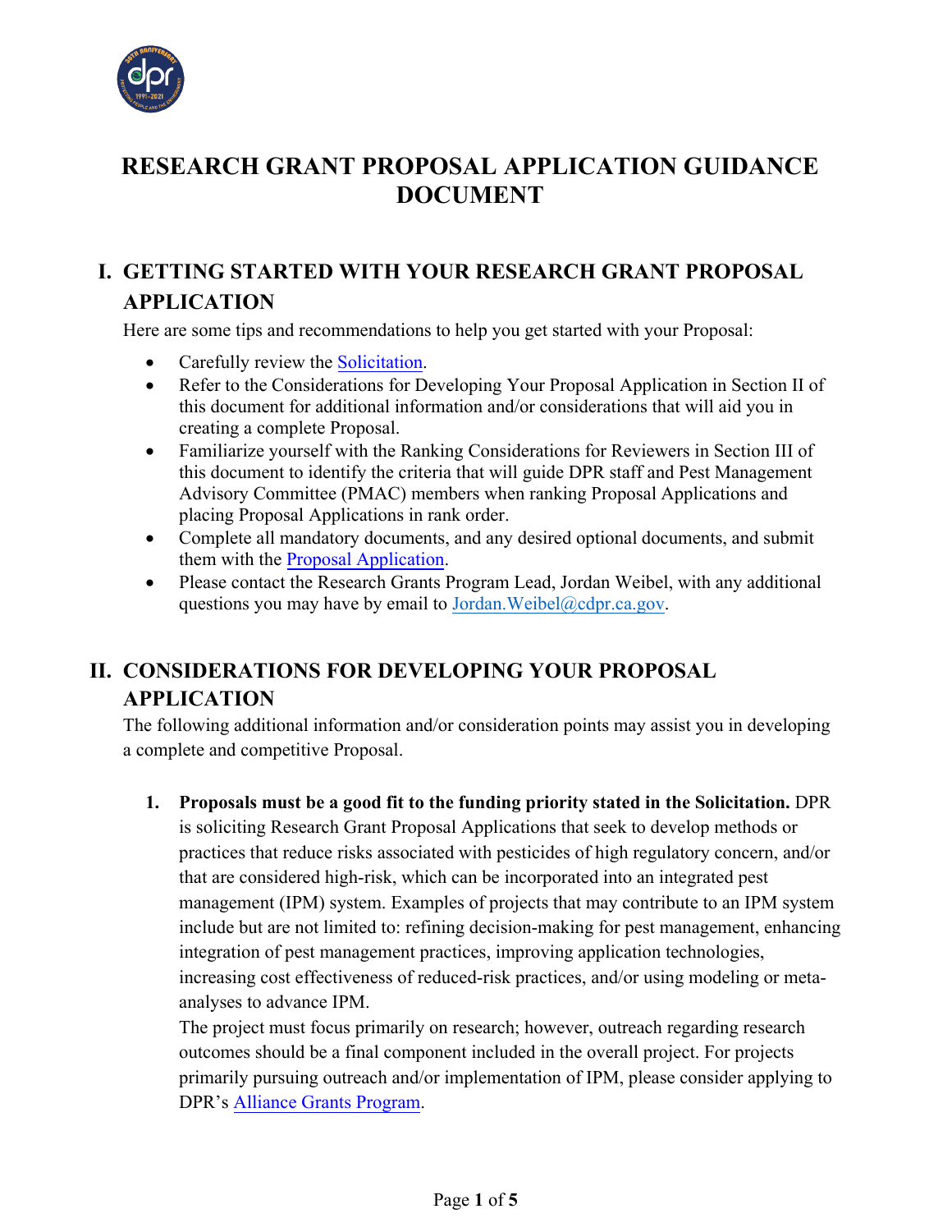# RESEARCH GRANT PROPOSAL APPLICATION GUIDANCE DOCUMENT

## I. GETTING STARTED WITH YOUR RESEARCH GRANT PROPOSAL APPLICATION

Here are some tips and recommendations to help you get started with your Proposal:

- Carefully review the Solicitation.
- Refer to the Considerations for Developing Your Proposal Application in Section II of this document for additional information and/or considerations that will aid you in creating a complete Proposal.
- Familiarize yourself with the Ranking Considerations for Reviewers in Section III of this document to identify the criteria that will guide DPR staff and Pest Management Advisory Committee (PMAC) members when ranking Proposal Applications and placing Proposal Applications in rank order.
- Complete all mandatory documents, and any desired optional documents, and submit them with the Proposal Application.
- Please contact the Research Grants Program Lead, Jordan Weibel, with any additional questions you may have by email to Jordan.Weibel@cdpr.ca.gov.

## II. CONSIDERATIONS FOR DEVELOPING YOUR PROPOSAL APPLICATION

The following additional information and/or consideration points may assist you in developing a complete and competitive Proposal.

1. **Proposals must be a good fit to the funding priority stated in the Solicitation.** DPR is soliciting Research Grant Proposal Applications that seek to develop methods or practices that reduce risks associated with pesticides of high regulatory concern, and/or that are considered high-risk, which can be incorporated into an integrated pest management (IPM) system. Examples of projects that may contribute to an IPM system include but are not limited to: refining decision-making for pest management, enhancing integration of pest management practices, improving application technologies, increasing cost effectiveness of reduced-risk practices, and/or using modeling or meta-analyses to advance IPM.
   The project must focus primarily on research; however, outreach regarding research outcomes should be a final component included in the overall project. For projects primarily pursuing outreach and/or implementation of IPM, please consider applying to DPR's Alliance Grants Program.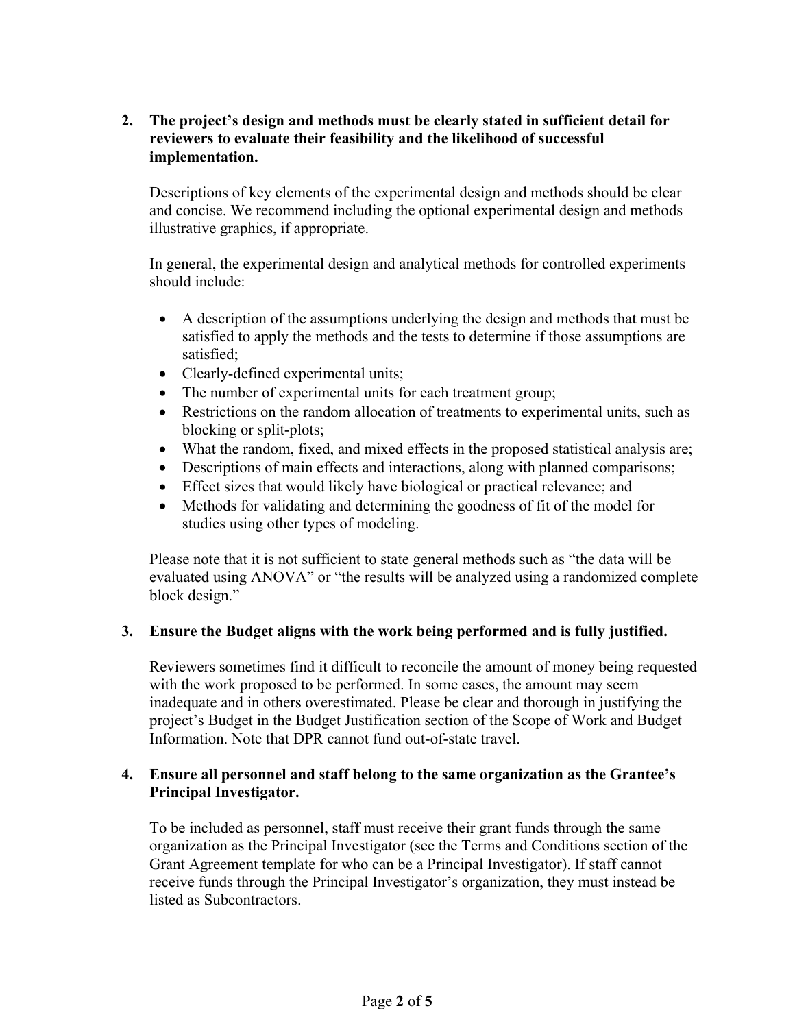2. **The project's design and methods must be clearly stated in sufficient detail for reviewers to evaluate their feasibility and the likelihood of successful implementation.**

   Descriptions of key elements of the experimental design and methods should be clear and concise. We recommend including the optional experimental design and methods illustrative graphics, if appropriate.

   In general, the experimental design and analytical methods for controlled experiments should include:

   - A description of the assumptions underlying the design and methods that must be satisfied to apply the methods and the tests to determine if those assumptions are satisfied;
   - Clearly-defined experimental units;
   - The number of experimental units for each treatment group;
   - Restrictions on the random allocation of treatments to experimental units, such as blocking or split-plots;
   - What the random, fixed, and mixed effects in the proposed statistical analysis are;
   - Descriptions of main effects and interactions, along with planned comparisons;
   - Effect sizes that would likely have biological or practical relevance; and
   - Methods for validating and determining the goodness of fit of the model for studies using other types of modeling.

   Please note that it is not sufficient to state general methods such as "the data will be evaluated using ANOVA" or "the results will be analyzed using a randomized complete block design."

3. **Ensure the Budget aligns with the work being performed and is fully justified.**

   Reviewers sometimes find it difficult to reconcile the amount of money being requested with the work proposed to be performed. In some cases, the amount may seem inadequate and in others overestimated. Please be clear and thorough in justifying the project's Budget in the Budget Justification section of the Scope of Work and Budget Information. Note that DPR cannot fund out-of-state travel.

4. **Ensure all personnel and staff belong to the same organization as the Grantee's Principal Investigator.**

   To be included as personnel, staff must receive their grant funds through the same organization as the Principal Investigator (see the Terms and Conditions section of the Grant Agreement template for who can be a Principal Investigator). If staff cannot receive funds through the Principal Investigator's organization, they must instead be listed as Subcontractors.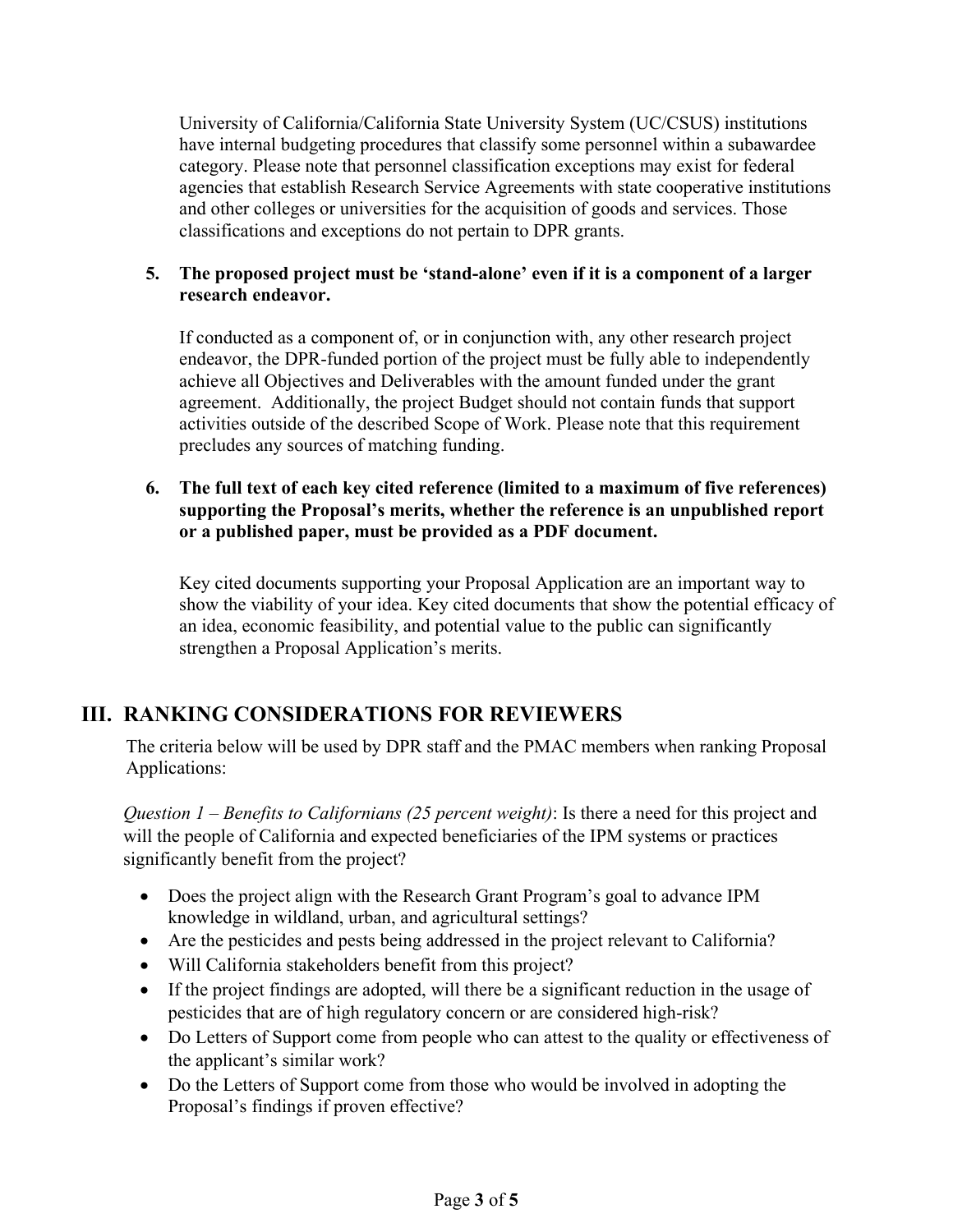University of California/California State University System (UC/CSUS) institutions have internal budgeting procedures that classify some personnel within a subawardee category. Please note that personnel classification exceptions may exist for federal agencies that establish Research Service Agreements with state cooperative institutions and other colleges or universities for the acquisition of goods and services. Those classifications and exceptions do not pertain to DPR grants.

5. **The proposed project must be 'stand-alone' even if it is a component of a larger research endeavor.**

   If conducted as a component of, or in conjunction with, any other research project endeavor, the DPR-funded portion of the project must be fully able to independently achieve all Objectives and Deliverables with the amount funded under the grant agreement. Additionally, the project Budget should not contain funds that support activities outside of the described Scope of Work. Please note that this requirement precludes any sources of matching funding.

6. **The full text of each key cited reference (limited to a maximum of five references) supporting the Proposal's merits, whether the reference is an unpublished report or a published paper, must be provided as a PDF document.**

   Key cited documents supporting your Proposal Application are an important way to show the viability of your idea. Key cited documents that show the potential efficacy of an idea, economic feasibility, and potential value to the public can significantly strengthen a Proposal Application's merits.

## III. RANKING CONSIDERATIONS FOR REVIEWERS

The criteria below will be used by DPR staff and the PMAC members when ranking Proposal Applications:

*Question 1 – Benefits to Californians (25 percent weight)*: Is there a need for this project and will the people of California and expected beneficiaries of the IPM systems or practices significantly benefit from the project?

- Does the project align with the Research Grant Program's goal to advance IPM knowledge in wildland, urban, and agricultural settings?
- Are the pesticides and pests being addressed in the project relevant to California?
- Will California stakeholders benefit from this project?
- If the project findings are adopted, will there be a significant reduction in the usage of pesticides that are of high regulatory concern or are considered high-risk?
- Do Letters of Support come from people who can attest to the quality or effectiveness of the applicant's similar work?
- Do the Letters of Support come from those who would be involved in adopting the Proposal's findings if proven effective?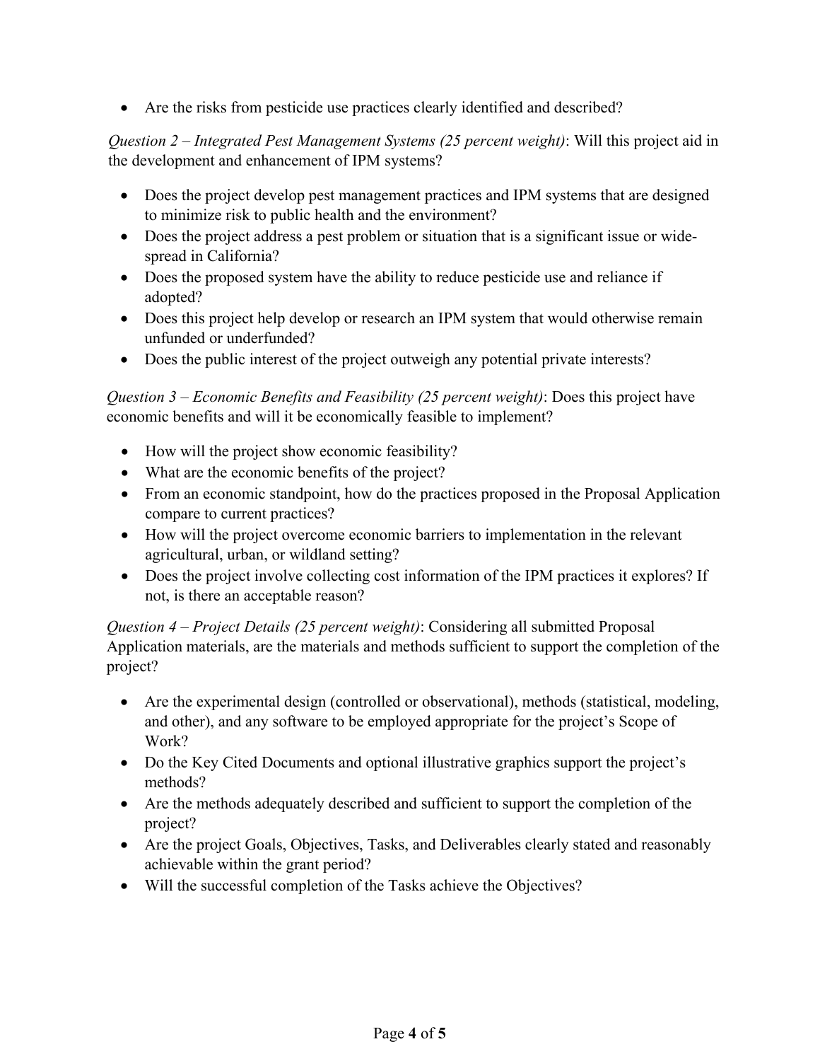- Are the risks from pesticide use practices clearly identified and described?

*Question 2 – Integrated Pest Management Systems (25 percent weight)*: Will this project aid in the development and enhancement of IPM systems?

- Does the project develop pest management practices and IPM systems that are designed to minimize risk to public health and the environment?
- Does the project address a pest problem or situation that is a significant issue or wide-spread in California?
- Does the proposed system have the ability to reduce pesticide use and reliance if adopted?
- Does this project help develop or research an IPM system that would otherwise remain unfunded or underfunded?
- Does the public interest of the project outweigh any potential private interests?

*Question 3 – Economic Benefits and Feasibility (25 percent weight)*: Does this project have economic benefits and will it be economically feasible to implement?

- How will the project show economic feasibility?
- What are the economic benefits of the project?
- From an economic standpoint, how do the practices proposed in the Proposal Application compare to current practices?
- How will the project overcome economic barriers to implementation in the relevant agricultural, urban, or wildland setting?
- Does the project involve collecting cost information of the IPM practices it explores? If not, is there an acceptable reason?

*Question 4 – Project Details (25 percent weight)*: Considering all submitted Proposal Application materials, are the materials and methods sufficient to support the completion of the project?

- Are the experimental design (controlled or observational), methods (statistical, modeling, and other), and any software to be employed appropriate for the project's Scope of Work?
- Do the Key Cited Documents and optional illustrative graphics support the project's methods?
- Are the methods adequately described and sufficient to support the completion of the project?
- Are the project Goals, Objectives, Tasks, and Deliverables clearly stated and reasonably achievable within the grant period?
- Will the successful completion of the Tasks achieve the Objectives?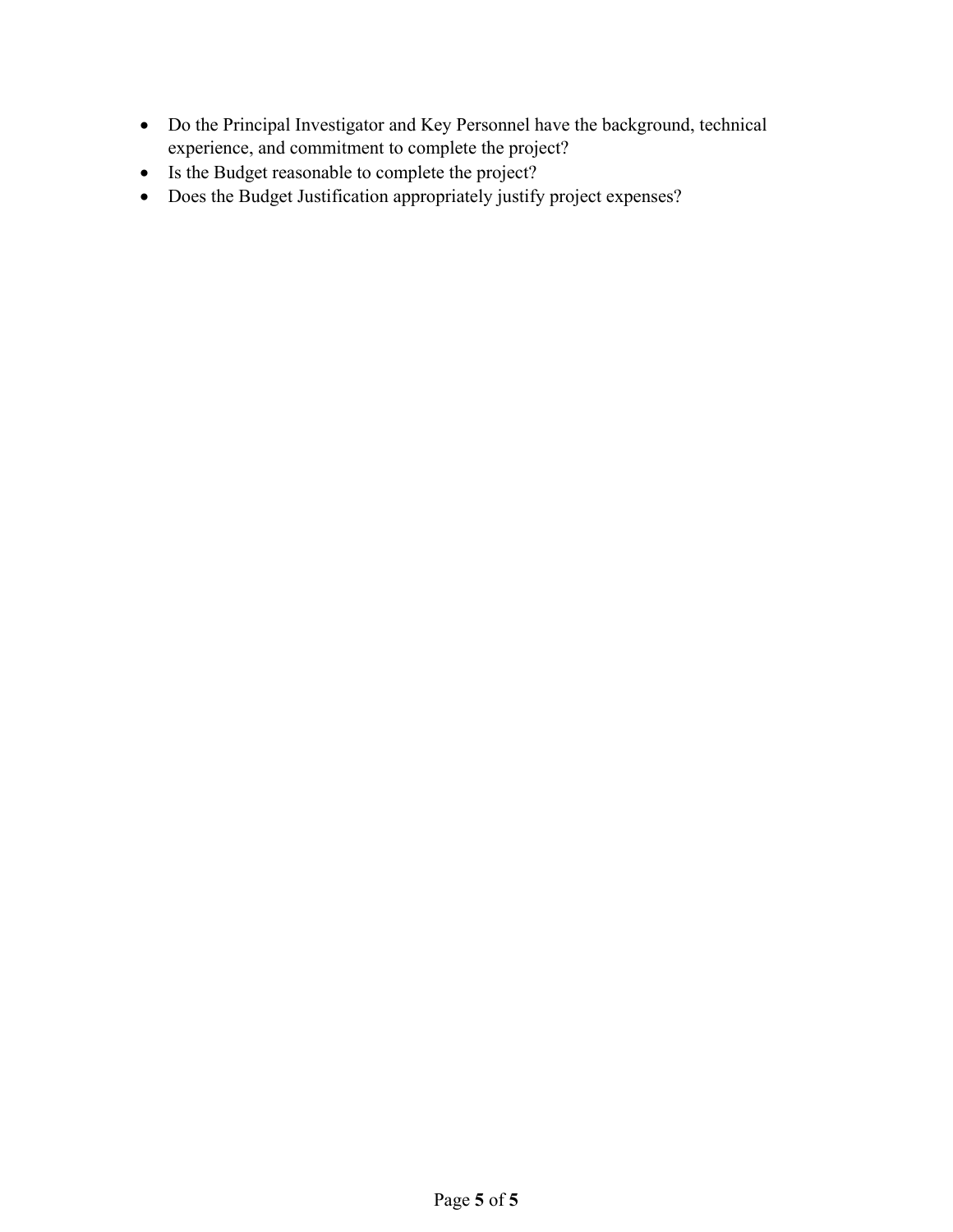- Do the Principal Investigator and Key Personnel have the background, technical experience, and commitment to complete the project?
- Is the Budget reasonable to complete the project?
- Does the Budget Justification appropriately justify project expenses?